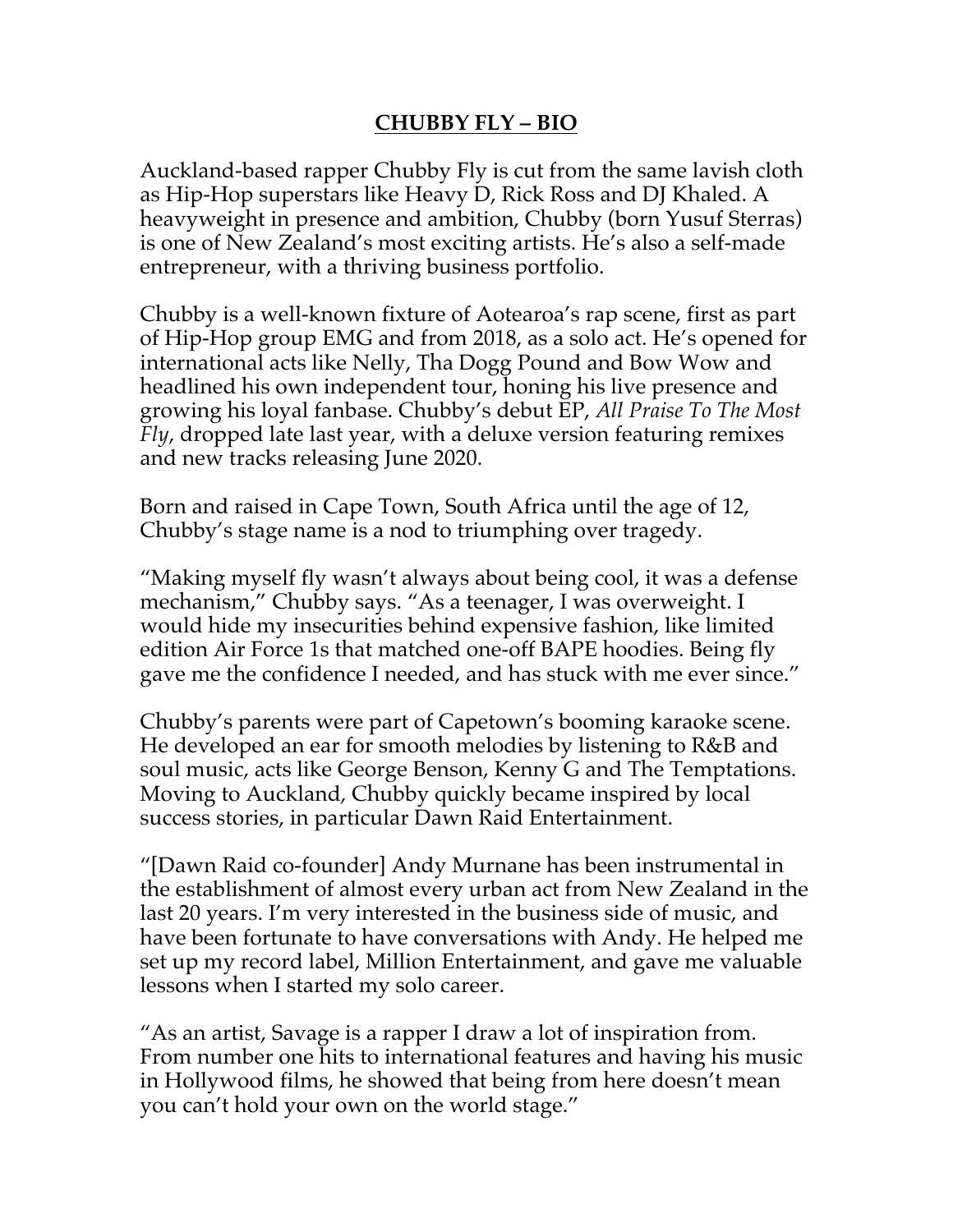# CHUBBY FLY – BIO

Auckland-based rapper Chubby Fly is cut from the same lavish cloth as Hip-Hop superstars like Heavy D, Rick Ross and DJ Khaled. A heavyweight in presence and ambition, Chubby (born Yusuf Sterras) is one of New Zealand's most exciting artists. He's also a self-made entrepreneur, with a thriving business portfolio.

Chubby is a well-known fixture of Aotearoa's rap scene, first as part of Hip-Hop group EMG and from 2018, as a solo act. He's opened for international acts like Nelly, Tha Dogg Pound and Bow Wow and headlined his own independent tour, honing his live presence and growing his loyal fanbase. Chubby's debut EP, *All Praise To The Most Fly*, dropped late last year, with a deluxe version featuring remixes and new tracks releasing June 2020.

Born and raised in Cape Town, South Africa until the age of 12, Chubby's stage name is a nod to triumphing over tragedy.

"Making myself fly wasn't always about being cool, it was a defense mechanism," Chubby says. "As a teenager, I was overweight. I would hide my insecurities behind expensive fashion, like limited edition Air Force 1s that matched one-off BAPE hoodies. Being fly gave me the confidence I needed, and has stuck with me ever since."

Chubby's parents were part of Capetown's booming karaoke scene. He developed an ear for smooth melodies by listening to R&B and soul music, acts like George Benson, Kenny G and The Temptations. Moving to Auckland, Chubby quickly became inspired by local success stories, in particular Dawn Raid Entertainment.

"[Dawn Raid co-founder] Andy Murnane has been instrumental in the establishment of almost every urban act from New Zealand in the last 20 years. I'm very interested in the business side of music, and have been fortunate to have conversations with Andy. He helped me set up my record label, Million Entertainment, and gave me valuable lessons when I started my solo career.

"As an artist, Savage is a rapper I draw a lot of inspiration from. From number one hits to international features and having his music in Hollywood films, he showed that being from here doesn't mean you can't hold your own on the world stage."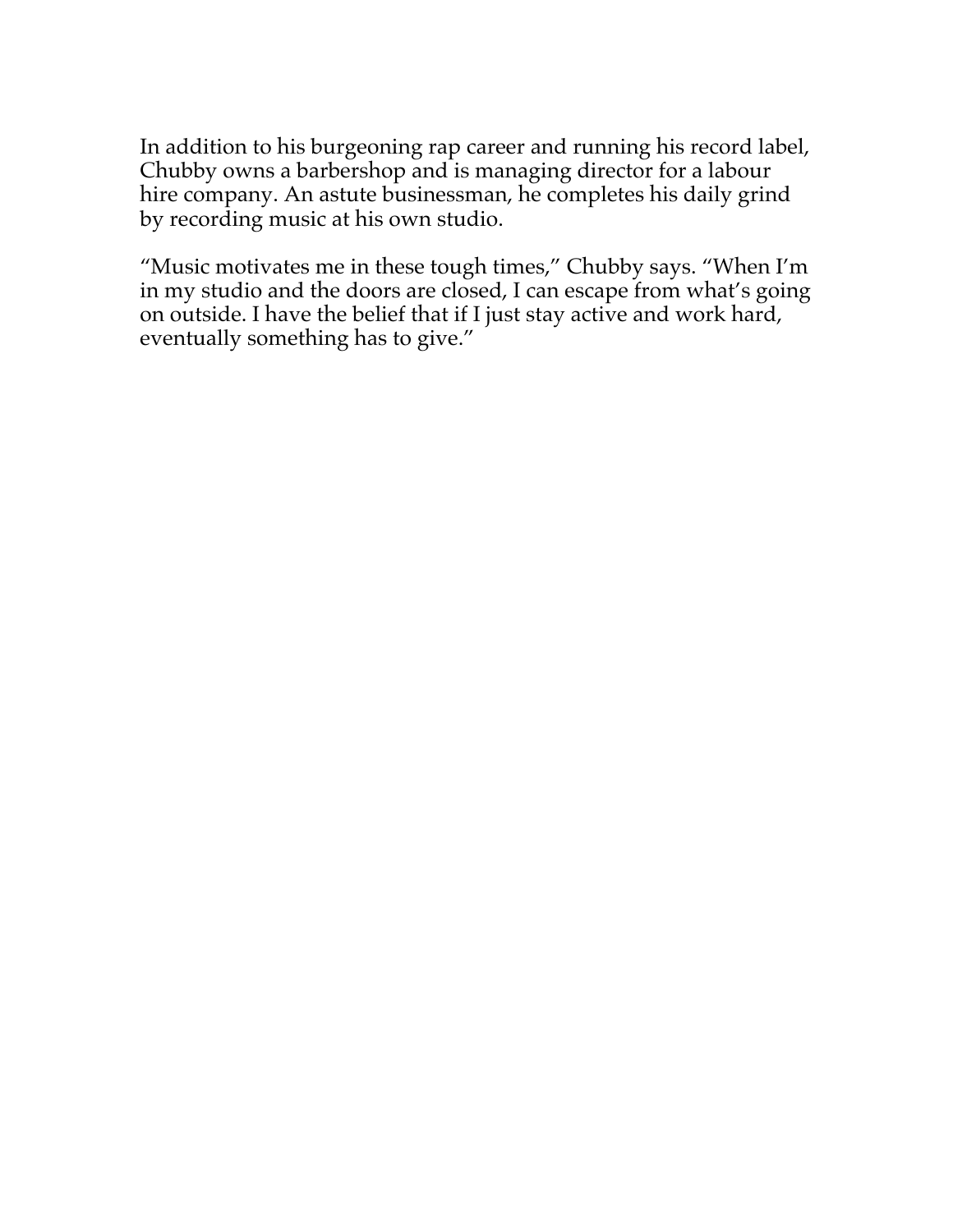In addition to his burgeoning rap career and running his record label, Chubby owns a barbershop and is managing director for a labour hire company. An astute businessman, he completes his daily grind by recording music at his own studio.

"Music motivates me in these tough times," Chubby says. "When I'm in my studio and the doors are closed, I can escape from what's going on outside. I have the belief that if I just stay active and work hard, eventually something has to give."